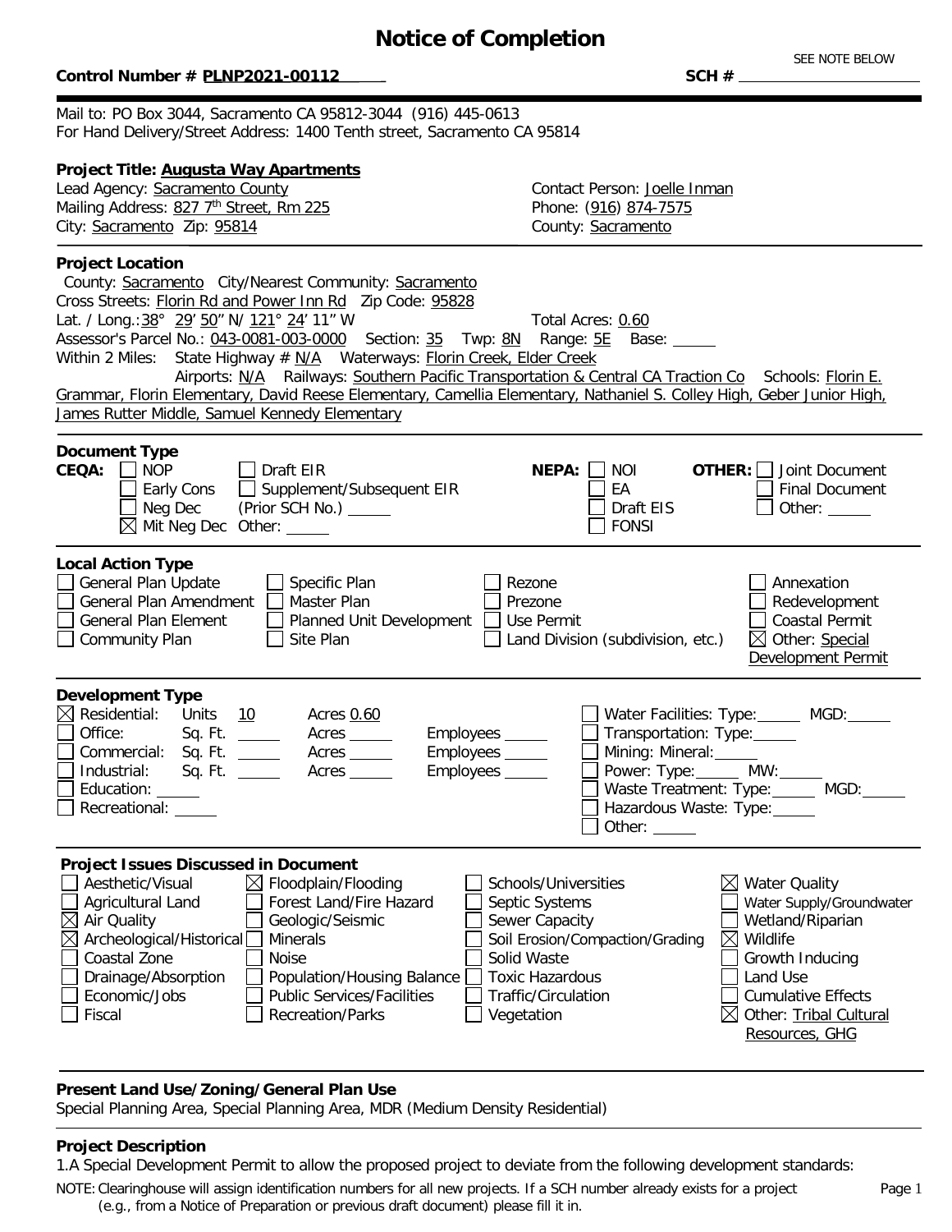# Notice of Completion

**Control Number # PLNP2021-00112**

**SCH #** ______ SEE NOTE BELOW

Mail to: PO Box 3044, Sacramento CA 95812-3044 (916) 445-0613
For Hand Delivery/Street Address: 1400 Tenth street, Sacramento CA 95814

**Project Title: Augusta Way Apartments**

Lead Agency: Sacramento County
Mailing Address: 827 7th Street, Rm 225
City: Sacramento Zip: 95814

Contact Person: Joelle Inman
Phone: (916) 874-7575
County: Sacramento

**Project Location**

County: Sacramento City/Nearest Community: Sacramento
Cross Streets: Florin Rd and Power Inn Rd Zip Code: 95828
Lat. / Long.: 38° 29' 50" N/ 121° 24' 11" W Total Acres: 0.60
Assessor's Parcel No.: 043-0081-003-0000 Section: 35 Twp: 8N Range: 5E Base: ______
Within 2 Miles: State Highway # N/A Waterways: Florin Creek, Elder Creek
Airports: N/A Railways: Southern Pacific Transportation & Central CA Traction Co Schools: Florin E. Grammar, Florin Elementary, David Reese Elementary, Camellia Elementary, Nathaniel S. Colley High, Geber Junior High, James Rutter Middle, Samuel Kennedy Elementary

**Document Type**

**CEQA:**
- ☐ NOP
- ☐ Early Cons
- ☐ Neg Dec
- ☒ Mit Neg Dec
- ☐ Draft EIR
- ☐ Supplement/Subsequent EIR (Prior SCH No.) ______
- Other: ______

**NEPA:**
- ☐ NOI
- ☐ EA
- ☐ Draft EIS
- ☐ FONSI

**OTHER:**
- ☐ Joint Document
- ☐ Final Document
- ☐ Other: ______

**Local Action Type**

- ☐ General Plan Update
- ☐ General Plan Amendment
- ☐ General Plan Element
- ☐ Community Plan
- ☐ Specific Plan
- ☐ Master Plan
- ☐ Planned Unit Development
- ☐ Site Plan
- ☐ Rezone
- ☐ Prezone
- ☐ Use Permit
- ☐ Land Division (subdivision, etc.)
- ☐ Annexation
- ☐ Redevelopment
- ☐ Coastal Permit
- ☒ Other: Special Development Permit

**Development Type**

- ☒ Residential: Units 10 Acres 0.60
- ☐ Office: Sq. Ft. ______ Acres ______ Employees ______
- ☐ Commercial: Sq. Ft. ______ Acres ______ Employees ______
- ☐ Industrial: Sq. Ft. ______ Acres ______ Employees ______
- ☐ Education: ______
- ☐ Recreational: ______
- ☐ Water Facilities: Type: ______ MGD: ______
- ☐ Transportation: Type: ______
- ☐ Mining: Mineral: ______
- ☐ Power: Type: ______ MW: ______
- ☐ Waste Treatment: Type: ______ MGD: ______
- ☐ Hazardous Waste: Type: ______
- ☐ Other: ______

**Project Issues Discussed in Document**

- ☐ Aesthetic/Visual
- ☐ Agricultural Land
- ☒ Air Quality
- ☒ Archeological/Historical
- ☐ Coastal Zone
- ☐ Drainage/Absorption
- ☐ Economic/Jobs
- ☐ Fiscal
- ☒ Floodplain/Flooding
- ☐ Forest Land/Fire Hazard
- ☐ Geologic/Seismic
- ☐ Minerals
- ☐ Noise
- ☐ Population/Housing Balance
- ☐ Public Services/Facilities
- ☐ Recreation/Parks
- ☐ Schools/Universities
- ☐ Septic Systems
- ☐ Sewer Capacity
- ☐ Soil Erosion/Compaction/Grading
- ☐ Solid Waste
- ☐ Toxic Hazardous
- ☐ Traffic/Circulation
- ☐ Vegetation
- ☒ Water Quality
- ☐ Water Supply/Groundwater
- ☐ Wetland/Riparian
- ☒ Wildlife
- ☐ Growth Inducing
- ☐ Land Use
- ☐ Cumulative Effects
- ☒ Other: Tribal Cultural Resources, GHG

**Present Land Use/Zoning/General Plan Use**

Special Planning Area, Special Planning Area, MDR (Medium Density Residential)

**Project Description**

1.A Special Development Permit to allow the proposed project to deviate from the following development standards:

NOTE: Clearinghouse will assign identification numbers for all new projects. If a SCH number already exists for a project (e.g., from a Notice of Preparation or previous draft document) please fill it in.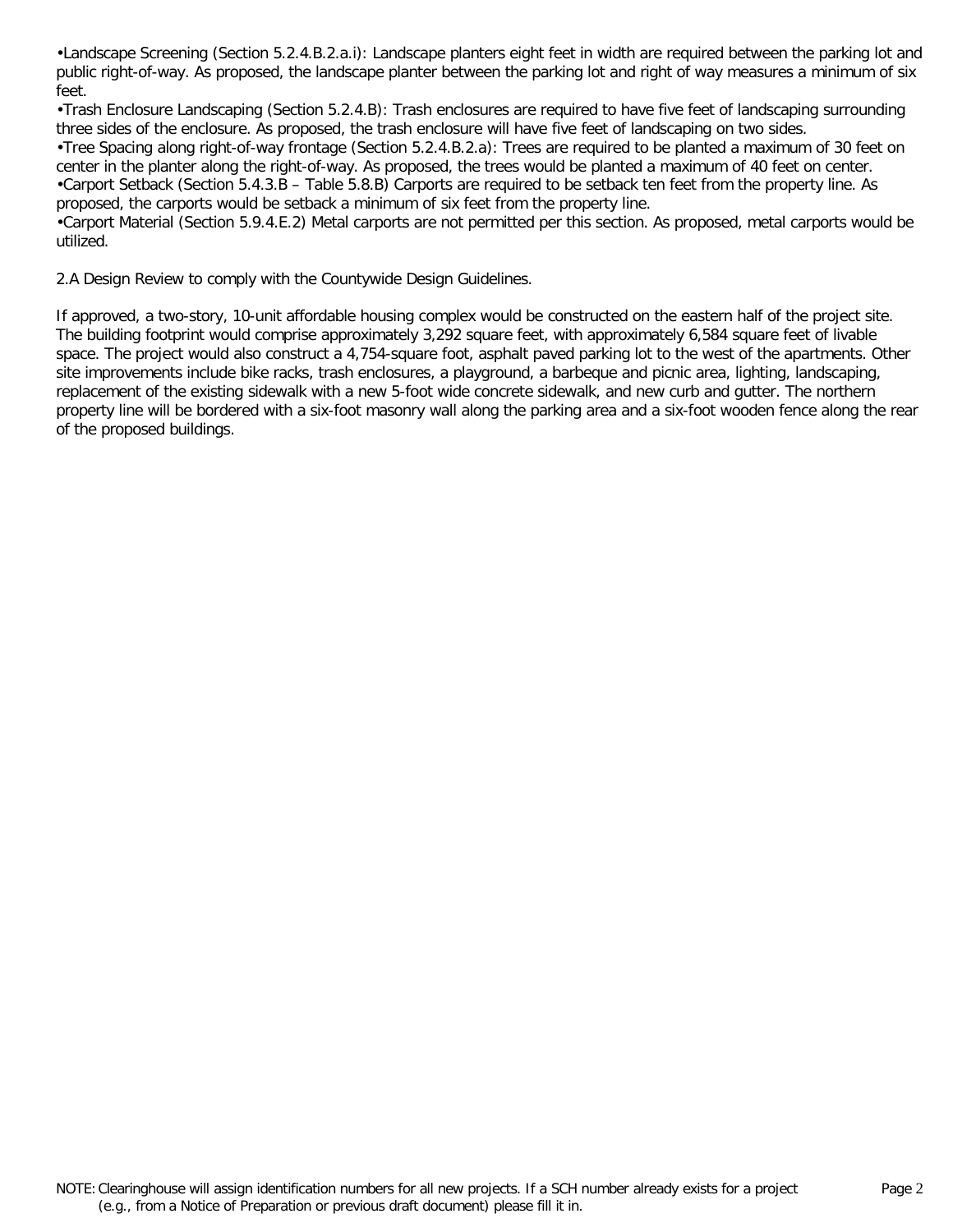- Landscape Screening (Section 5.2.4.B.2.a.i): Landscape planters eight feet in width are required between the parking lot and public right-of-way. As proposed, the landscape planter between the parking lot and right of way measures a minimum of six feet.
- Trash Enclosure Landscaping (Section 5.2.4.B): Trash enclosures are required to have five feet of landscaping surrounding three sides of the enclosure. As proposed, the trash enclosure will have five feet of landscaping on two sides.
- Tree Spacing along right-of-way frontage (Section 5.2.4.B.2.a): Trees are required to be planted a maximum of 30 feet on center in the planter along the right-of-way. As proposed, the trees would be planted a maximum of 40 feet on center.
- Carport Setback (Section 5.4.3.B – Table 5.8.B) Carports are required to be setback ten feet from the property line. As proposed, the carports would be setback a minimum of six feet from the property line.
- Carport Material (Section 5.9.4.E.2) Metal carports are not permitted per this section. As proposed, metal carports would be utilized.

2.A Design Review to comply with the Countywide Design Guidelines.

If approved, a two-story, 10-unit affordable housing complex would be constructed on the eastern half of the project site. The building footprint would comprise approximately 3,292 square feet, with approximately 6,584 square feet of livable space. The project would also construct a 4,754-square foot, asphalt paved parking lot to the west of the apartments. Other site improvements include bike racks, trash enclosures, a playground, a barbeque and picnic area, lighting, landscaping, replacement of the existing sidewalk with a new 5-foot wide concrete sidewalk, and new curb and gutter. The northern property line will be bordered with a six-foot masonry wall along the parking area and a six-foot wooden fence along the rear of the proposed buildings.

NOTE: Clearinghouse will assign identification numbers for all new projects. If a SCH number already exists for a project (e.g., from a Notice of Preparation or previous draft document) please fill it in.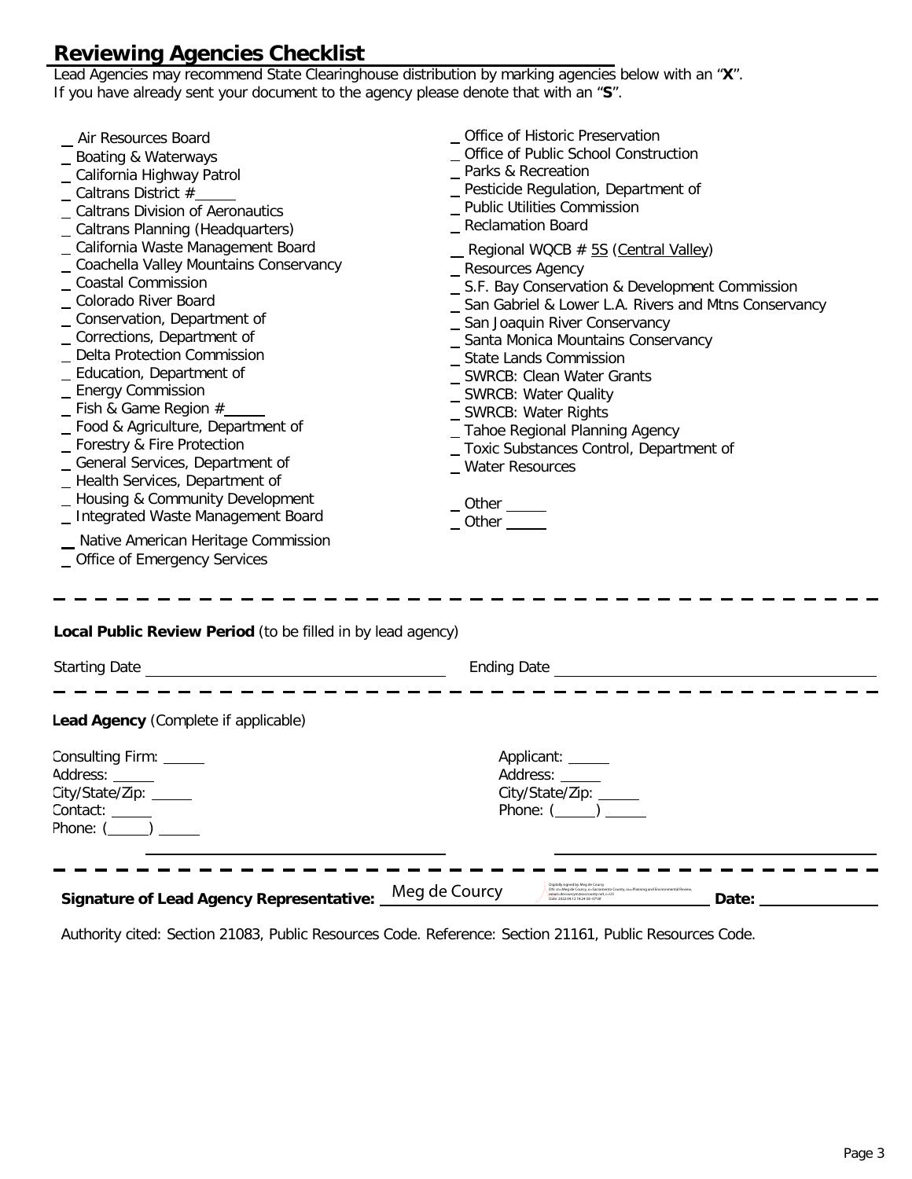## Reviewing Agencies Checklist

Lead Agencies may recommend State Clearinghouse distribution by marking agencies below with an "**X**".
If you have already sent your document to the agency please denote that with an "**S**".

- _ Air Resources Board
- _ Boating & Waterways
- _ California Highway Patrol
- _ Caltrans District # _____
- _ Caltrans Division of Aeronautics
- _ Caltrans Planning (Headquarters)
- _ California Waste Management Board
- _ Coachella Valley Mountains Conservancy
- _ Coastal Commission
- _ Colorado River Board
- _ Conservation, Department of
- _ Corrections, Department of
- _ Delta Protection Commission
- _ Education, Department of
- _ Energy Commission
- _ Fish & Game Region # _____
- _ Food & Agriculture, Department of
- _ Forestry & Fire Protection
- _ General Services, Department of
- _ Health Services, Department of
- _ Housing & Community Development
- _ Integrated Waste Management Board
- _ Native American Heritage Commission
- _ Office of Emergency Services
- _ Office of Historic Preservation
- _ Office of Public School Construction
- _ Parks & Recreation
- _ Pesticide Regulation, Department of
- _ Public Utilities Commission
- _ Reclamation Board
- _ Regional WQCB # 5S (Central Valley)
- _ Resources Agency
- _ S.F. Bay Conservation & Development Commission
- _ San Gabriel & Lower L.A. Rivers and Mtns Conservancy
- _ San Joaquin River Conservancy
- _ Santa Monica Mountains Conservancy
- _ State Lands Commission
- _ SWRCB: Clean Water Grants
- _ SWRCB: Water Quality
- _ SWRCB: Water Rights
- _ Tahoe Regional Planning Agency
- _ Toxic Substances Control, Department of
- _ Water Resources
- _ Other _____
- _ Other _____

---

**Local Public Review Period** (to be filled in by lead agency)

Starting Date ____________________ Ending Date ____________________

---

**Lead Agency** (Complete if applicable)

Consulting Firm: _____
Address: _____
City/State/Zip: _____
Contact: _____
Phone: (_____) _____

Applicant: _____
Address: _____
City/State/Zip: _____
Phone: (_____) _____

---

**Signature of Lead Agency Representative:** Meg de Courcy (Digitally signed by Meg de Courcy; DN: cn=Meg de Courcy, o=Sacramento County, ou=Planning and Environmental Review, email=decourcym@saccounty.net, c=US; Date: 2022.04.12 16:24:56 -07'00') **Date:** _____

Authority cited: Section 21083, Public Resources Code. Reference: Section 21161, Public Resources Code.